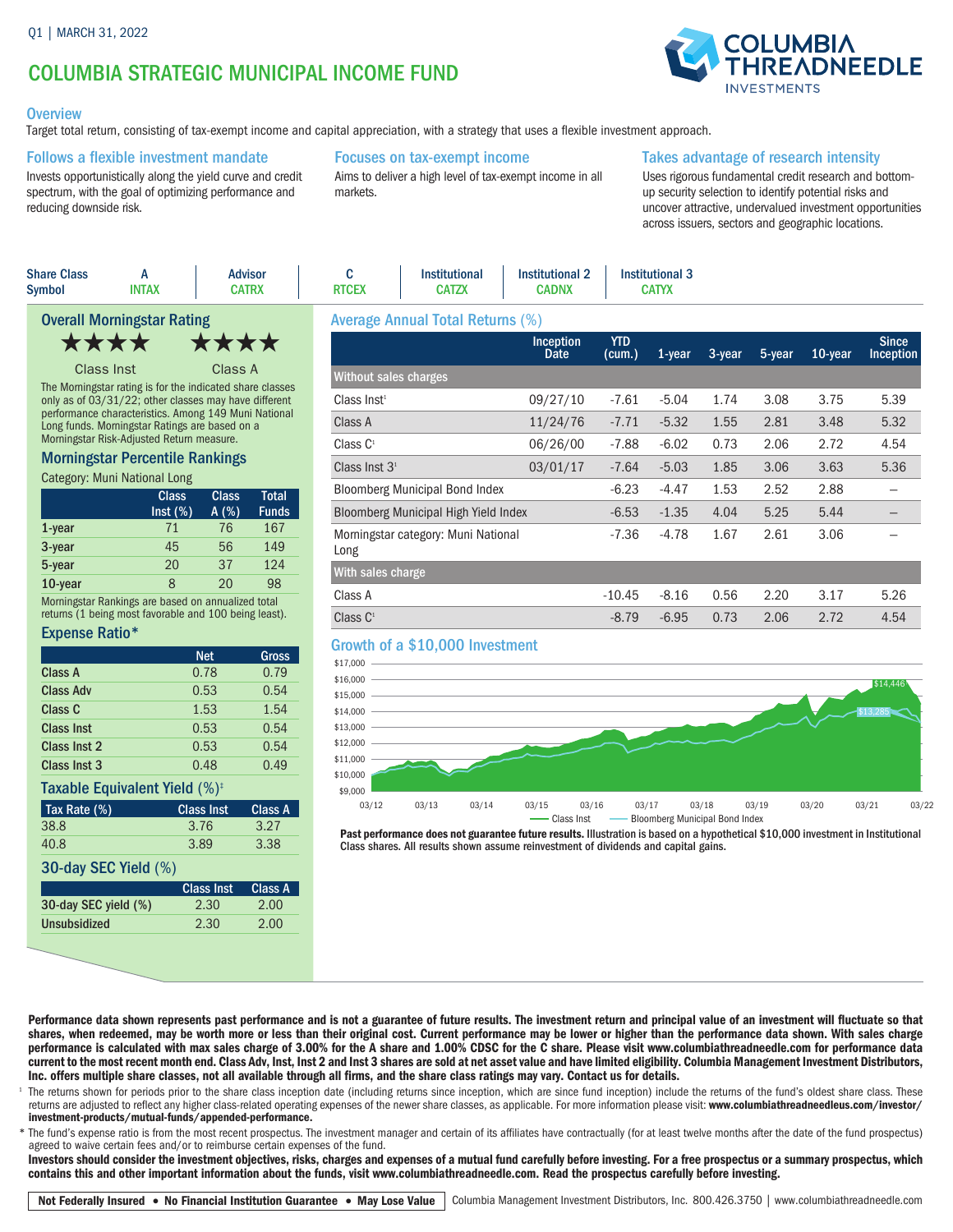Q1 | MARCH 31, 2022

# COLUMBIA STRATEGIC MUNICIPAL INCOME FUND

COLUMBIA THREADNEEDLE INVESTMENTS

## Overview

Target total return, consisting of tax-exempt income and capital appreciation, with a strategy that uses a flexible investment approach.

### Follows a flexible investment mandate

Invests opportunistically along the yield curve and credit spectrum, with the goal of optimizing performance and reducing downside risk.

### Focuses on tax-exempt income

Aims to deliver a high level of tax-exempt income in all markets.

### Takes advantage of research intensity

Uses rigorous fundamental credit research and bottom-up security selection to identify potential risks and uncover attractive, undervalued investment opportunities across issuers, sectors and geographic locations.

| Share Class | A | Advisor | C | Institutional | Institutional 2 | Institutional 3 |
|---|---|---|---|---|---|---|
| Symbol | INTAX | CATRX | RTCEX | CATZX | CADNX | CATYX |

## Overall Morningstar Rating

★★★★ Class Inst

★★★★ Class A

The Morningstar rating is for the indicated share classes only as of 03/31/22; other classes may have different performance characteristics. Among 149 Muni National Long funds. Morningstar Ratings are based on a Morningstar Risk-Adjusted Return measure.

## Morningstar Percentile Rankings

Category: Muni National Long

| | Class Inst (%) | Class A (%) | Total Funds |
|---|---|---|---|
| 1-year | 71 | 76 | 167 |
| 3-year | 45 | 56 | 149 |
| 5-year | 20 | 37 | 124 |
| 10-year | 8 | 20 | 98 |

Morningstar Rankings are based on annualized total returns (1 being most favorable and 100 being least).

## Expense Ratio*

| | Net | Gross |
|---|---|---|
| Class A | 0.78 | 0.79 |
| Class Adv | 0.53 | 0.54 |
| Class C | 1.53 | 1.54 |
| Class Inst | 0.53 | 0.54 |
| Class Inst 2 | 0.53 | 0.54 |
| Class Inst 3 | 0.48 | 0.49 |

## Taxable Equivalent Yield (%)‡

| Tax Rate (%) | Class Inst | Class A |
|---|---|---|
| 38.8 | 3.76 | 3.27 |
| 40.8 | 3.89 | 3.38 |

## 30-day SEC Yield (%)

| | Class Inst | Class A |
|---|---|---|
| 30-day SEC yield (%) | 2.30 | 2.00 |
| Unsubsidized | 2.30 | 2.00 |

## Average Annual Total Returns (%)

| | Inception Date | YTD (cum.) | 1-year | 3-year | 5-year | 10-year | Since Inception |
|---|---|---|---|---|---|---|---|
| **Without sales charges** | | | | | | | |
| Class Inst[1] | 09/27/10 | -7.61 | -5.04 | 1.74 | 3.08 | 3.75 | 5.39 |
| Class A | 11/24/76 | -7.71 | -5.32 | 1.55 | 2.81 | 3.48 | 5.32 |
| Class C[1] | 06/26/00 | -7.88 | -6.02 | 0.73 | 2.06 | 2.72 | 4.54 |
| Class Inst 3[1] | 03/01/17 | -7.64 | -5.03 | 1.85 | 3.06 | 3.63 | 5.36 |
| Bloomberg Municipal Bond Index | | -6.23 | -4.47 | 1.53 | 2.52 | 2.88 | – |
| Bloomberg Municipal High Yield Index | | -6.53 | -1.35 | 4.04 | 5.25 | 5.44 | – |
| Morningstar category: Muni National Long | | -7.36 | -4.78 | 1.67 | 2.61 | 3.06 | – |
| **With sales charge** | | | | | | | |
| Class A | | -10.45 | -8.16 | 0.56 | 2.20 | 3.17 | 5.26 |
| Class C[1] | | -8.79 | -6.95 | 0.73 | 2.06 | 2.72 | 4.54 |

## Growth of a $10,000 Investment

Class Inst: $14,446; Bloomberg Municipal Bond Index: $13,285

**Past performance does not guarantee future results.** Illustration is based on a hypothetical $10,000 investment in Institutional Class shares. All results shown assume reinvestment of dividends and capital gains.

**Performance data shown represents past performance and is not a guarantee of future results. The investment return and principal value of an investment will fluctuate so that shares, when redeemed, may be worth more or less than their original cost. Current performance may be lower or higher than the performance data shown. With sales charge performance is calculated with max sales charge of 3.00% for the A share and 1.00% CDSC for the C share. Please visit www.columbiathreadneedle.com for performance data current to the most recent month end. Class Adv, Inst, Inst 2 and Inst 3 shares are sold at net asset value and have limited eligibility. Columbia Management Investment Distributors, Inc. offers multiple share classes, not all available through all firms, and the share class ratings may vary. Contact us for details.**

[1] The returns shown for periods prior to the share class inception date (including returns since inception, which are since fund inception) include the returns of the fund's oldest share class. These returns are adjusted to reflect any higher class-related operating expenses of the newer share classes, as applicable. For more information please visit: **www.columbiathreadneedleus.com/investor/investment-products/mutual-funds/appended-performance.**

\* The fund's expense ratio is from the most recent prospectus. The investment manager and certain of its affiliates have contractually (for at least twelve months after the date of the fund prospectus) agreed to waive certain fees and/or to reimburse certain expenses of the fund.

**Investors should consider the investment objectives, risks, charges and expenses of a mutual fund carefully before investing. For a free prospectus or a summary prospectus, which contains this and other important information about the funds, visit www.columbiathreadneedle.com. Read the prospectus carefully before investing.**

**Not Federally Insured • No Financial Institution Guarantee • May Lose Value** | Columbia Management Investment Distributors, Inc. 800.426.3750 | www.columbiathreadneedle.com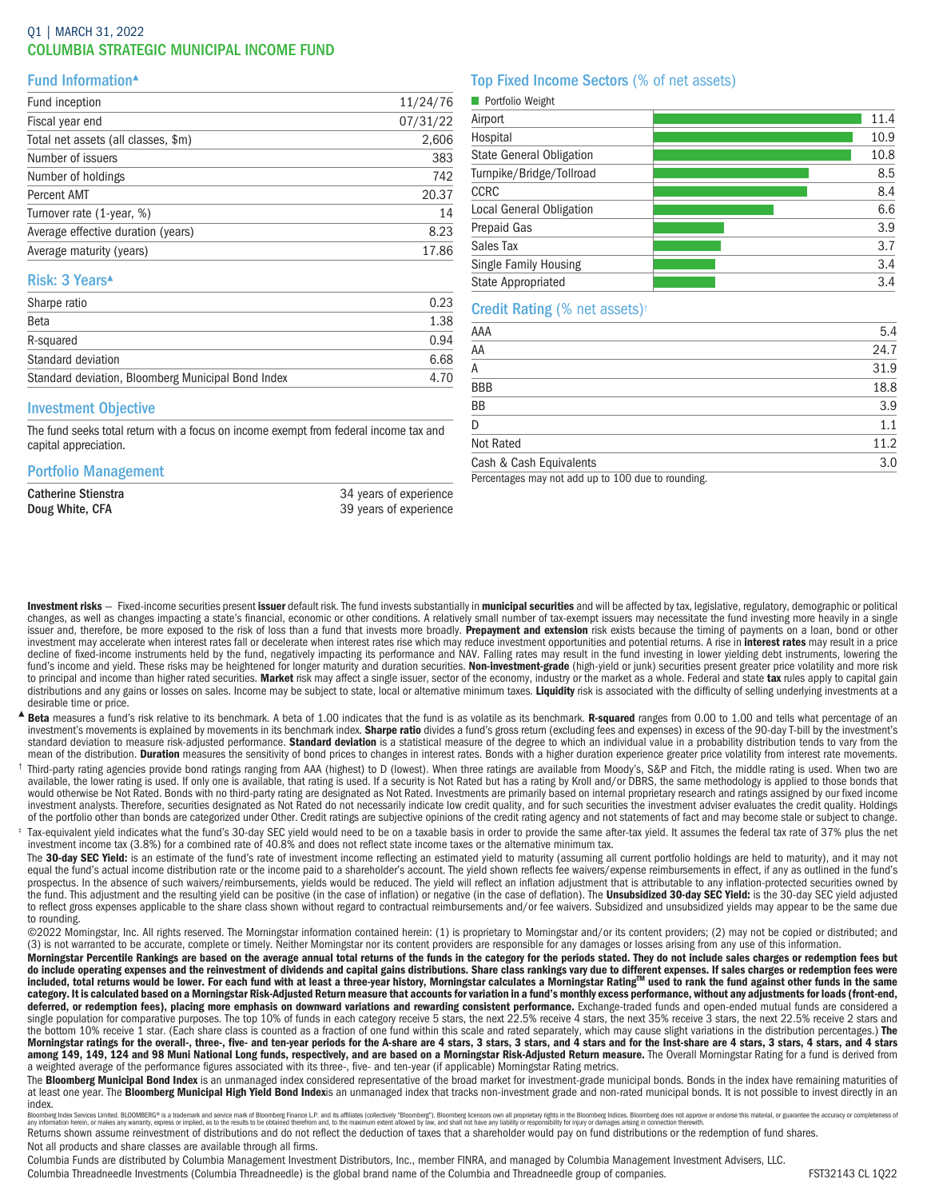Q1 | MARCH 31, 2022

# COLUMBIA STRATEGIC MUNICIPAL INCOME FUND

## Fund Information▲

| | |
|---|---|
| Fund inception | 11/24/76 |
| Fiscal year end | 07/31/22 |
| Total net assets (all classes, $m) | 2,606 |
| Number of issuers | 383 |
| Number of holdings | 742 |
| Percent AMT | 20.37 |
| Turnover rate (1-year, %) | 14 |
| Average effective duration (years) | 8.23 |
| Average maturity (years) | 17.86 |

## Risk: 3 Years▲

| | |
|---|---|
| Sharpe ratio | 0.23 |
| Beta | 1.38 |
| R-squared | 0.94 |
| Standard deviation | 6.68 |
| Standard deviation, Bloomberg Municipal Bond Index | 4.70 |

## Investment Objective

The fund seeks total return with a focus on income exempt from federal income tax and capital appreciation.

## Portfolio Management

**Catherine Stienstra** 34 years of experience
**Doug White, CFA** 39 years of experience

## Top Fixed Income Sectors (% of net assets)

Portfolio Weight

Airport 11.4
Hospital 10.9
State General Obligation 10.8
Turnpike/Bridge/Tollroad 8.5
CCRC 8.4
Local General Obligation 6.6
Prepaid Gas 3.9
Sales Tax 3.7
Single Family Housing 3.4
State Appropriated 3.4

## Credit Rating (% net assets)†

| | |
|---|---|
| AAA | 5.4 |
| AA | 24.7 |
| A | 31.9 |
| BBB | 18.8 |
| BB | 3.9 |
| D | 1.1 |
| Not Rated | 11.2 |
| Cash & Cash Equivalents | 3.0 |

Percentages may not add up to 100 due to rounding.

**Investment risks** — Fixed-income securities present **issuer** default risk. The fund invests substantially in **municipal securities** and will be affected by tax, legislative, regulatory, demographic or political changes, as well as changes impacting a state's financial, economic or other conditions. A relatively small number of tax-exempt issuers may necessitate the fund investing more heavily in a single issuer and, therefore, be more exposed to the risk of loss than a fund that invests more broadly. **Prepayment and extension** risk exists because the timing of payments on a loan, bond or other investment may accelerate when interest rates fall or decelerate when interest rates rise which may reduce investment opportunities and potential returns. A rise in **interest rates** may result in a price decline of fixed-income instruments held by the fund, negatively impacting its performance and NAV. Falling rates may result in the fund investing in lower yielding debt instruments, lowering the fund's income and yield. These risks may be heightened for longer maturity and duration securities. **Non-investment-grade** (high-yield or junk) securities present greater price volatility and more risk to principal and income than higher rated securities. **Market** risk may affect a single issuer, sector of the economy, industry or the market as a whole. Federal and state **tax** rules apply to capital gain distributions and any gains or losses on sales. Income may be subject to state, local or alternative minimum taxes. **Liquidity** risk is associated with the difficulty of selling underlying investments at a desirable time or price.

▲ **Beta** measures a fund's risk relative to its benchmark. A beta of 1.00 indicates that the fund is as volatile as its benchmark. **R-squared** ranges from 0.00 to 1.00 and tells what percentage of an investment's movements is explained by movements in its benchmark index. **Sharpe ratio** divides a fund's gross return (excluding fees and expenses) in excess of the 90-day T-bill by the investment's standard deviation to measure risk-adjusted performance. **Standard deviation** is a statistical measure of the degree to which an individual value in a probability distribution tends to vary from the mean of the distribution. **Duration** measures the sensitivity of bond prices to changes in interest rates. Bonds with a higher duration experience greater price volatility from interest rate movements.

† Third-party rating agencies provide bond ratings ranging from AAA (highest) to D (lowest). When three ratings are available from Moody's, S&P and Fitch, the middle rating is used. When two are available, the lower rating is used. If only one is available, that rating is used. If a security is Not Rated but has a rating by Kroll and/or DBRS, the same methodology is applied to those bonds that would otherwise be Not Rated. Bonds with no third-party rating are designated as Not Rated. Investments are primarily based on internal proprietary research and ratings assigned by our fixed income investment analysts. Therefore, securities designated as Not Rated do not necessarily indicate low credit quality, and for such securities the investment adviser evaluates the credit quality. Holdings of the portfolio other than bonds are categorized under Other. Credit ratings are subjective opinions of the credit rating agency and not statements of fact and may become stale or subject to change.

‡ Tax-equivalent yield indicates what the fund's 30-day SEC yield would need to be on a taxable basis in order to provide the same after-tax yield. It assumes the federal tax rate of 37% plus the net investment income tax (3.8%) for a combined rate of 40.8% and does not reflect state income taxes or the alternative minimum tax.

The **30-day SEC Yield:** is an estimate of the fund's rate of investment income reflecting an estimated yield to maturity (assuming all current portfolio holdings are held to maturity), and it may not equal the fund's actual income distribution rate or the income paid to a shareholder's account. The yield shown reflects fee waivers/expense reimbursements in effect, if any as outlined in the fund's prospectus. In the absence of such waivers/reimbursements, yields would be reduced. The yield will reflect an inflation adjustment that is attributable to any inflation-protected securities owned by the fund. This adjustment and the resulting yield can be positive (in the case of inflation) or negative (in the case of deflation). The **Unsubsidized 30-day SEC Yield:** is the 30-day SEC yield adjusted to reflect gross expenses applicable to the share class shown without regard to contractual reimbursements and/or fee waivers. Subsidized and unsubsidized yields may appear to be the same due to rounding.

©2022 Morningstar, Inc. All rights reserved. The Morningstar information contained herein: (1) is proprietary to Morningstar and/or its content providers; (2) may not be copied or distributed; and (3) is not warranted to be accurate, complete or timely. Neither Morningstar nor its content providers are responsible for any damages or losses arising from any use of this information.

**Morningstar Percentile Rankings are based on the average annual total returns of the funds in the category for the periods stated. They do not include sales charges or redemption fees but do include operating expenses and the reinvestment of dividends and capital gains distributions. Share class rankings vary due to different expenses. If sales charges or redemption fees were included, total returns would be lower. For each fund with at least a three-year history, Morningstar calculates a Morningstar Rating™ used to rank the fund against other funds in the same category. It is calculated based on a Morningstar Risk-Adjusted Return measure that accounts for variation in a fund's monthly excess performance, without any adjustments for loads (front-end, deferred, or redemption fees), placing more emphasis on downward variations and rewarding consistent performance.** Exchange-traded funds and open-ended mutual funds are considered a single population for comparative purposes. The top 10% of funds in each category receive 5 stars, the next 22.5% receive 4 stars, the next 35% receive 3 stars, the next 22.5% receive 2 stars and the bottom 10% receive 1 star. (Each share class is counted as a fraction of one fund within this scale and rated separately, which may cause slight variations in the distribution percentages.) **The Morningstar ratings for the overall-, three-, five- and ten-year periods for the A-share are 4 stars, 3 stars, 3 stars, and 4 stars and for the Inst-share are 4 stars, 3 stars, 4 stars, and 4 stars among 149, 149, 124 and 98 Muni National Long funds, respectively, and are based on a Morningstar Risk-Adjusted Return measure.** The Overall Morningstar Rating for a fund is derived from a weighted average of the performance figures associated with its three-, five- and ten-year (if applicable) Morningstar Rating metrics.

The **Bloomberg Municipal Bond Index** is an unmanaged index considered representative of the broad market for investment-grade municipal bonds. Bonds in the index have remaining maturities of at least one year. The **Bloomberg Municipal High Yield Bond Index**is an unmanaged index that tracks non-investment grade and non-rated municipal bonds. It is not possible to invest directly in an index.

Bloomberg Index Services Limited. BLOOMBERG® is a trademark and service mark of Bloomberg Finance L.P. and its affiliates (collectively "Bloomberg"). Bloomberg licensors own all proprietary rights in the Bloomberg Indices. Bloomberg does not approve or endorse this material, or guarantee the accuracy or completeness of any information herein, or makes any warranty, express or implied, as to the results to be obtained therefrom and, to the maximum extent allowed by law, and shall not have any liability or responsibility for injury or damages arising in connection therewith.

Returns shown assume reinvestment of distributions and do not reflect the deduction of taxes that a shareholder would pay on fund distributions or the redemption of fund shares.

Not all products and share classes are available through all firms.

Columbia Funds are distributed by Columbia Management Investment Distributors, Inc., member FINRA, and managed by Columbia Management Investment Advisers, LLC.

Columbia Threadneedle Investments (Columbia Threadneedle) is the global brand name of the Columbia and Threadneedle group of companies.

FST32143 CL 1Q22